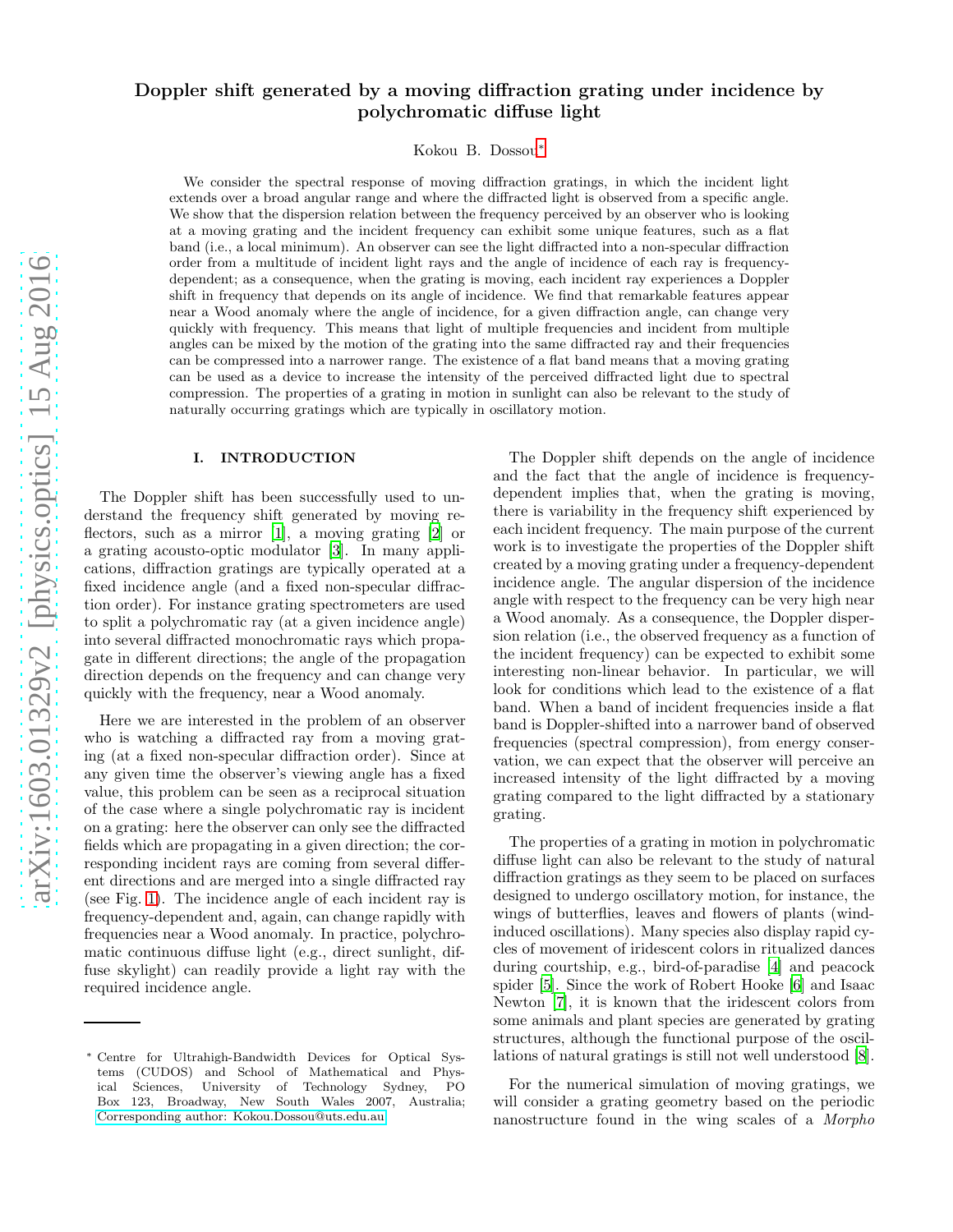# Doppler shift generated by a moving diffraction grating under incidence by polychromatic diffuse light

Kokou B. Dossou[*]

We consider the spectral response of moving diffraction gratings, in which the incident light extends over a broad angular range and where the diffracted light is observed from a specific angle. We show that the dispersion relation between the frequency perceived by an observer who is looking at a moving grating and the incident frequency can exhibit some unique features, such as a flat band (i.e., a local minimum). An observer can see the light diffracted into a non-specular diffraction order from a multitude of incident light rays and the angle of incidence of each ray is frequency-dependent; as a consequence, when the grating is moving, each incident ray experiences a Doppler shift in frequency that depends on its angle of incidence. We find that remarkable features appear near a Wood anomaly where the angle of incidence, for a given diffraction angle, can change very quickly with frequency. This means that light of multiple frequencies and incident from multiple angles can be mixed by the motion of the grating into the same diffracted ray and their frequencies can be compressed into a narrower range. The existence of a flat band means that a moving grating can be used as a device to increase the intensity of the perceived diffracted light due to spectral compression. The properties of a grating in motion in sunlight can also be relevant to the study of naturally occurring gratings which are typically in oscillatory motion.

## I. INTRODUCTION

The Doppler shift has been successfully used to understand the frequency shift generated by moving reflectors, such as a mirror [1], a moving grating [2] or a grating acousto-optic modulator [3]. In many applications, diffraction gratings are typically operated at a fixed incidence angle (and a fixed non-specular diffraction order). For instance grating spectrometers are used to split a polychromatic ray (at a given incidence angle) into several diffracted monochromatic rays which propagate in different directions; the angle of the propagation direction depends on the frequency and can change very quickly with the frequency, near a Wood anomaly.

Here we are interested in the problem of an observer who is watching a diffracted ray from a moving grating (at a fixed non-specular diffraction order). Since at any given time the observer's viewing angle has a fixed value, this problem can be seen as a reciprocal situation of the case where a single polychromatic ray is incident on a grating: here the observer can only see the diffracted fields which are propagating in a given direction; the corresponding incident rays are coming from several different directions and are merged into a single diffracted ray (see Fig. 1). The incidence angle of each incident ray is frequency-dependent and, again, can change rapidly with frequencies near a Wood anomaly. In practice, polychromatic continuous diffuse light (e.g., direct sunlight, diffuse skylight) can readily provide a light ray with the required incidence angle.

The Doppler shift depends on the angle of incidence and the fact that the angle of incidence is frequency-dependent implies that, when the grating is moving, there is variability in the frequency shift experienced by each incident frequency. The main purpose of the current work is to investigate the properties of the Doppler shift created by a moving grating under a frequency-dependent incidence angle. The angular dispersion of the incidence angle with respect to the frequency can be very high near a Wood anomaly. As a consequence, the Doppler dispersion relation (i.e., the observed frequency as a function of the incident frequency) can be expected to exhibit some interesting non-linear behavior. In particular, we will look for conditions which lead to the existence of a flat band. When a band of incident frequencies inside a flat band is Doppler-shifted into a narrower band of observed frequencies (spectral compression), from energy conservation, we can expect that the observer will perceive an increased intensity of the light diffracted by a moving grating compared to the light diffracted by a stationary grating.

The properties of a grating in motion in polychromatic diffuse light can also be relevant to the study of natural diffraction gratings as they seem to be placed on surfaces designed to undergo oscillatory motion, for instance, the wings of butterflies, leaves and flowers of plants (wind-induced oscillations). Many species also display rapid cycles of movement of iridescent colors in ritualized dances during courtship, e.g., bird-of-paradise [4] and peacock spider [5]. Since the work of Robert Hooke [6] and Isaac Newton [7], it is known that the iridescent colors from some animals and plant species are generated by grating structures, although the functional purpose of the oscillations of natural gratings is still not well understood [8].

For the numerical simulation of moving gratings, we will consider a grating geometry based on the periodic nanostructure found in the wing scales of a *Morpho*

[*] Centre for Ultrahigh-Bandwidth Devices for Optical Systems (CUDOS) and School of Mathematical and Physical Sciences, University of Technology Sydney, PO Box 123, Broadway, New South Wales 2007, Australia; Corresponding author: Kokou.Dossou@uts.edu.au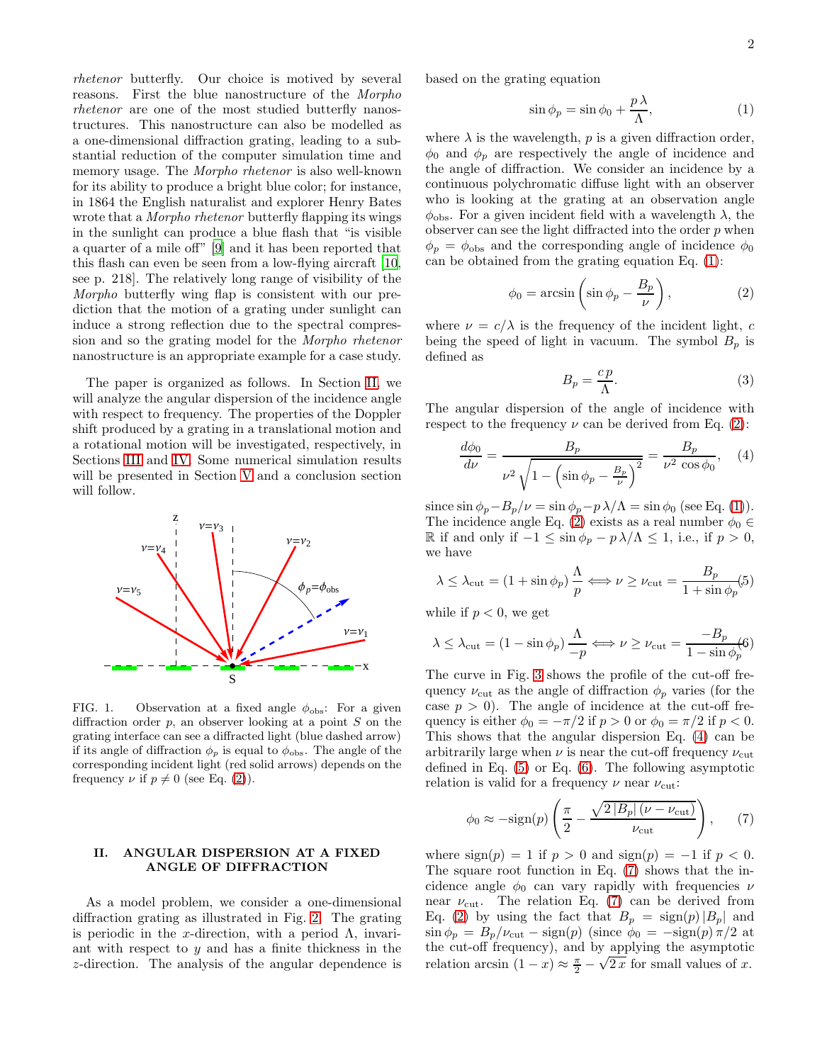*rhetenor* butterfly. Our choice is motived by several reasons. First the blue nanostructure of the *Morpho rhetenor* are one of the most studied butterfly nanostructures. This nanostructure can also be modelled as a one-dimensional diffraction grating, leading to a substantial reduction of the computer simulation time and memory usage. The *Morpho rhetenor* is also well-known for its ability to produce a bright blue color; for instance, in 1864 the English naturalist and explorer Henry Bates wrote that a *Morpho rhetenor* butterfly flapping its wings in the sunlight can produce a blue flash that "is visible a quarter of a mile off" [9] and it has been reported that this flash can even be seen from a low-flying aircraft [10, see p. 218]. The relatively long range of visibility of the *Morpho* butterfly wing flap is consistent with our prediction that the motion of a grating under sunlight can induce a strong reflection due to the spectral compression and so the grating model for the *Morpho rhetenor* nanostructure is an appropriate example for a case study.

The paper is organized as follows. In Section II, we will analyze the angular dispersion of the incidence angle with respect to frequency. The properties of the Doppler shift produced by a grating in a translational motion and a rotational motion will be investigated, respectively, in Sections III and IV. Some numerical simulation results will be presented in Section V and a conclusion section will follow.

FIG. 1. Observation at a fixed angle $\phi_{\rm obs}$: For a given diffraction order $p$, an observer looking at a point $S$ on the grating interface can see a diffracted light (blue dashed arrow) if its angle of diffraction $\phi_p$ is equal to $\phi_{\rm obs}$. The angle of the corresponding incident light (red solid arrows) depends on the frequency $\nu$ if $p \neq 0$ (see Eq. (2)).

## II. ANGULAR DISPERSION AT A FIXED ANGLE OF DIFFRACTION

As a model problem, we consider a one-dimensional diffraction grating as illustrated in Fig. 2. The grating is periodic in the $x$-direction, with a period $\Lambda$, invariant with respect to $y$ and has a finite thickness in the $z$-direction. The analysis of the angular dependence is based on the grating equation

$$\sin\phi_p = \sin\phi_0 + \frac{p\,\lambda}{\Lambda}, \tag{1}$$

where $\lambda$ is the wavelength, $p$ is a given diffraction order, $\phi_0$ and $\phi_p$ are respectively the angle of incidence and the angle of diffraction. We consider an incidence by a continuous polychromatic diffuse light with an observer who is looking at the grating at an observation angle $\phi_{\rm obs}$. For a given incident field with a wavelength $\lambda$, the observer can see the light diffracted into the order $p$ when $\phi_p = \phi_{\rm obs}$ and the corresponding angle of incidence $\phi_0$ can be obtained from the grating equation Eq. (1):

$$\phi_0 = \arcsin\left(\sin\phi_p - \frac{B_p}{\nu}\right), \tag{2}$$

where $\nu = c/\lambda$ is the frequency of the incident light, $c$ being the speed of light in vacuum. The symbol $B_p$ is defined as

$$B_p = \frac{c\,p}{\Lambda}. \tag{3}$$

The angular dispersion of the angle of incidence with respect to the frequency $\nu$ can be derived from Eq. (2):

$$\frac{d\phi_0}{d\nu} = \frac{B_p}{\nu^2\sqrt{1-\left(\sin\phi_p - \frac{B_p}{\nu}\right)^2}} = \frac{B_p}{\nu^2\,\cos\phi_0}, \tag{4}$$

since $\sin\phi_p - B_p/\nu = \sin\phi_p - p\,\lambda/\Lambda = \sin\phi_0$ (see Eq. (1)). The incidence angle Eq. (2) exists as a real number $\phi_0 \in \mathbb{R}$ if and only if $-1 \leq \sin\phi_p - p\,\lambda/\Lambda \leq 1$, i.e., if $p > 0$, we have

$$\lambda \leq \lambda_{\rm cut} = (1+\sin\phi_p)\,\frac{\Lambda}{p} \iff \nu \geq \nu_{\rm cut} = \frac{B_p}{1+\sin\phi_p}, \tag{5}$$

while if $p < 0$, we get

$$\lambda \leq \lambda_{\rm cut} = (1-\sin\phi_p)\,\frac{\Lambda}{-p} \iff \nu \geq \nu_{\rm cut} = \frac{-B_p}{1-\sin\phi_p}. \tag{6}$$

The curve in Fig. 3 shows the profile of the cut-off frequency $\nu_{\rm cut}$ as the angle of diffraction $\phi_p$ varies (for the case $p > 0$). The angle of incidence at the cut-off frequency is either $\phi_0 = -\pi/2$ if $p > 0$ or $\phi_0 = \pi/2$ if $p < 0$. This shows that the angular dispersion Eq. (4) can be arbitrarily large when $\nu$ is near the cut-off frequency $\nu_{\rm cut}$ defined in Eq. (5) or Eq. (6). The following asymptotic relation is valid for a frequency $\nu$ near $\nu_{\rm cut}$:

$$\phi_0 \approx -\text{sign}(p)\left(\frac{\pi}{2} - \frac{\sqrt{2\,|B_p|\,(\nu-\nu_{\rm cut})}}{\nu_{\rm cut}}\right), \tag{7}$$

where $\text{sign}(p) = 1$ if $p > 0$ and $\text{sign}(p) = -1$ if $p < 0$. The square root function in Eq. (7) shows that the incidence angle $\phi_0$ can vary rapidly with frequencies $\nu$ near $\nu_{\rm cut}$. The relation Eq. (7) can be derived from Eq. (2) by using the fact that $B_p = \text{sign}(p)\,|B_p|$ and $\sin\phi_p = B_p/\nu_{\rm cut} - \text{sign}(p)$ (since $\phi_0 = -\text{sign}(p)\,\pi/2$ at the cut-off frequency), and by applying the asymptotic relation $\arcsin(1-x) \approx \frac{\pi}{2} - \sqrt{2\,x}$ for small values of $x$.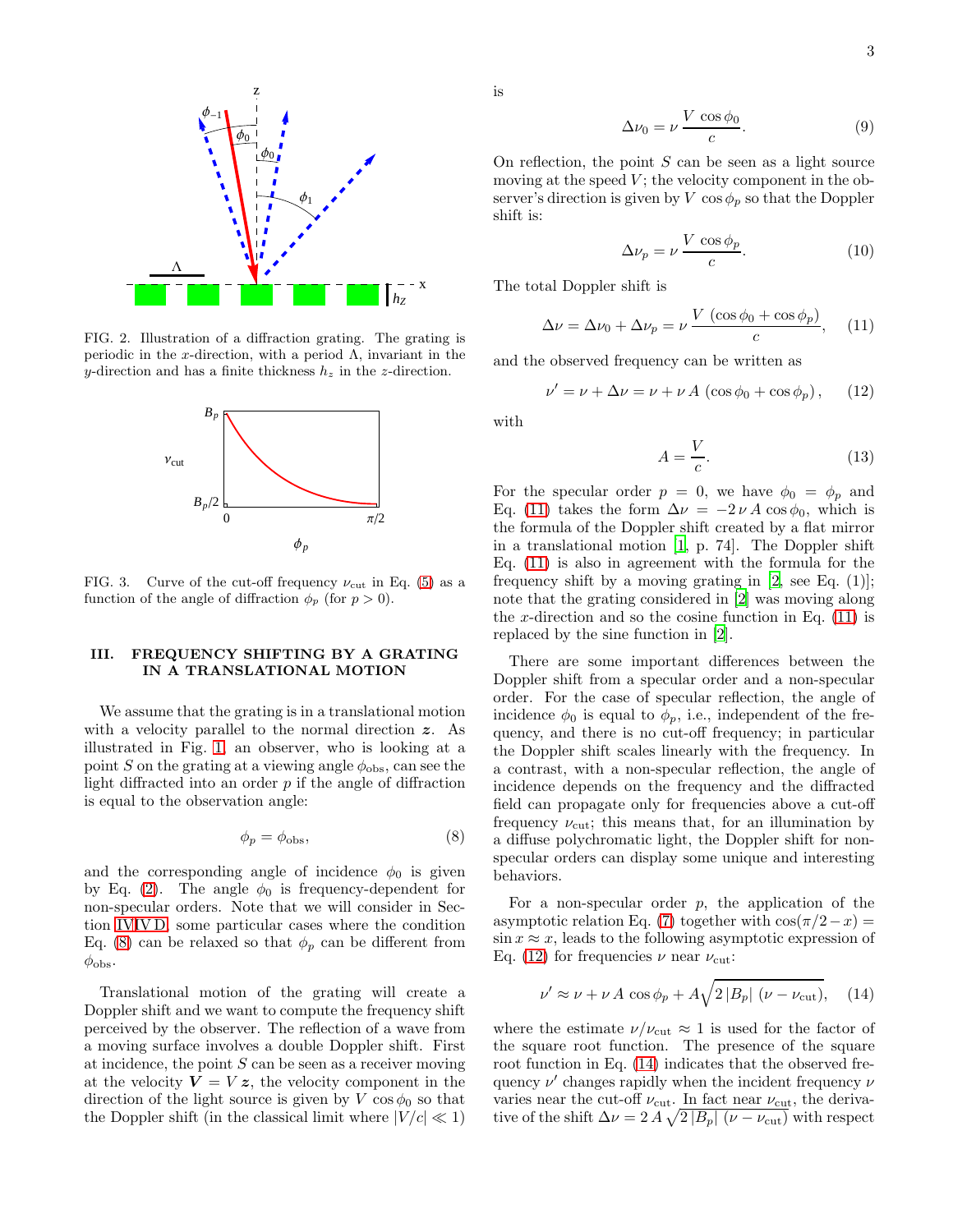FIG. 2. Illustration of a diffraction grating. The grating is periodic in the $x$-direction, with a period $\Lambda$, invariant in the $y$-direction and has a finite thickness $h_z$ in the $z$-direction.

FIG. 3. Curve of the cut-off frequency $\nu_{\rm cut}$ in Eq. (5) as a function of the angle of diffraction $\phi_p$ (for $p > 0$).

## III. FREQUENCY SHIFTING BY A GRATING IN A TRANSLATIONAL MOTION

We assume that the grating is in a translational motion with a velocity parallel to the normal direction $\boldsymbol{z}$. As illustrated in Fig. 1, an observer, who is looking at a point $S$ on the grating at a viewing angle $\phi_{\rm obs}$, can see the light diffracted into an order $p$ if the angle of diffraction is equal to the observation angle:

$$\phi_p = \phi_{\rm obs}, \tag{8}$$

and the corresponding angle of incidence $\phi_0$ is given by Eq. (2). The angle $\phi_0$ is frequency-dependent for non-specular orders. Note that we will consider in Section IV.D some particular cases where the condition Eq. (8) can be relaxed so that $\phi_p$ can be different from $\phi_{\rm obs}$.

Translational motion of the grating will create a Doppler shift and we want to compute the frequency shift perceived by the observer. The reflection of a wave from a moving surface involves a double Doppler shift. First at incidence, the point $S$ can be seen as a receiver moving at the velocity $\boldsymbol{V} = V\,\boldsymbol{z}$, the velocity component in the direction of the light source is given by $V\,\cos\phi_0$ so that the Doppler shift (in the classical limit where $|V/c| \ll 1$) is

$$\Delta\nu_0 = \nu\,\frac{V\,\cos\phi_0}{c}. \tag{9}$$

On reflection, the point $S$ can be seen as a light source moving at the speed $V$; the velocity component in the observer's direction is given by $V\,\cos\phi_p$ so that the Doppler shift is:

$$\Delta\nu_p = \nu\,\frac{V\,\cos\phi_p}{c}. \tag{10}$$

The total Doppler shift is

$$\Delta\nu = \Delta\nu_0 + \Delta\nu_p = \nu\,\frac{V\,(\cos\phi_0 + \cos\phi_p)}{c}, \tag{11}$$

and the observed frequency can be written as

$$\nu' = \nu + \Delta\nu = \nu + \nu\,A\,(\cos\phi_0 + \cos\phi_p)\,, \tag{12}$$

with

$$A = \frac{V}{c}. \tag{13}$$

For the specular order $p = 0$, we have $\phi_0 = \phi_p$ and Eq. (11) takes the form $\Delta\nu = -2\,\nu\,A\,\cos\phi_0$, which is the formula of the Doppler shift created by a flat mirror in a translational motion [1, p. 74]. The Doppler shift Eq. (11) is also in agreement with the formula for the frequency shift by a moving grating in [2, see Eq. (1)]; note that the grating considered in [2] was moving along the $x$-direction and so the cosine function in Eq. (11) is replaced by the sine function in [2].

There are some important differences between the Doppler shift from a specular order and a non-specular order. For the case of specular reflection, the angle of incidence $\phi_0$ is equal to $\phi_p$, i.e., independent of the frequency, and there is no cut-off frequency; in particular the Doppler shift scales linearly with the frequency. In a contrast, with a non-specular reflection, the angle of incidence depends on the frequency and the diffracted field can propagate only for frequencies above a cut-off frequency $\nu_{\rm cut}$; this means that, for an illumination by a diffuse polychromatic light, the Doppler shift for non-specular orders can display some unique and interesting behaviors.

For a non-specular order $p$, the application of the asymptotic relation Eq. (7) together with $\cos(\pi/2 - x) = \sin x \approx x$, leads to the following asymptotic expression of Eq. (12) for frequencies $\nu$ near $\nu_{\rm cut}$:

$$\nu' \approx \nu + \nu\,A\,\cos\phi_p + A\sqrt{2\,|B_p|\,(\nu - \nu_{\rm cut})}, \tag{14}$$

where the estimate $\nu/\nu_{\rm cut} \approx 1$ is used for the factor of the square root function. The presence of the square root function in Eq. (14) indicates that the observed frequency $\nu'$ changes rapidly when the incident frequency $\nu$ varies near the cut-off $\nu_{\rm cut}$. In fact near $\nu_{\rm cut}$, the derivative of the shift $\Delta\nu = 2\,A\,\sqrt{2\,|B_p|\,(\nu - \nu_{\rm cut})}$ with respect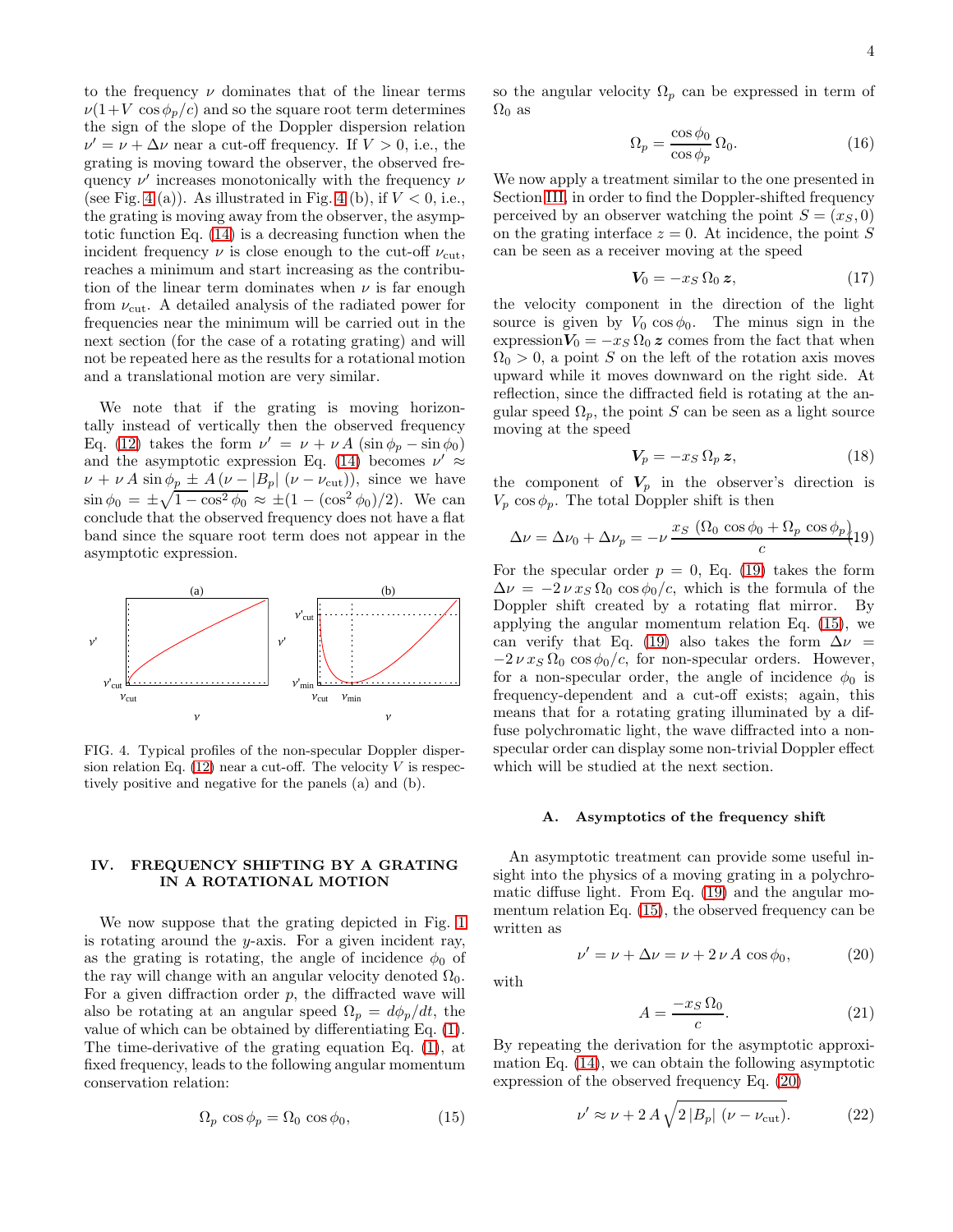to the frequency $\nu$ dominates that of the linear terms $\nu(1+V\cos\phi_p/c)$ and so the square root term determines the sign of the slope of the Doppler dispersion relation $\nu' = \nu + \Delta\nu$ near a cut-off frequency. If $V > 0$, i.e., the grating is moving toward the observer, the observed frequency $\nu'$ increases monotonically with the frequency $\nu$ (see Fig. 4 (a)). As illustrated in Fig. 4 (b), if $V < 0$, i.e., the grating is moving away from the observer, the asymptotic function Eq. (14) is a decreasing function when the incident frequency $\nu$ is close enough to the cut-off $\nu_{\rm cut}$, reaches a minimum and start increasing as the contribution of the linear term dominates when $\nu$ is far enough from $\nu_{\rm cut}$. A detailed analysis of the radiated power for frequencies near the minimum will be carried out in the next section (for the case of a rotating grating) and will not be repeated here as the results for a rotational motion and a translational motion are very similar.

We note that if the grating is moving horizontally instead of vertically then the observed frequency Eq. (12) takes the form $\nu' = \nu + \nu A\,(\sin\phi_p - \sin\phi_0)$ and the asymptotic expression Eq. (14) becomes $\nu' \approx \nu + \nu A \sin\phi_p \pm A\,(\nu - |B_p|\,(\nu - \nu_{\rm cut}))$, since we have $\sin\phi_0 = \pm\sqrt{1-\cos^2\phi_0} \approx \pm(1 - (\cos^2\phi_0)/2)$. We can conclude that the observed frequency does not have a flat band since the square root term does not appear in the asymptotic expression.

FIG. 4. Typical profiles of the non-specular Doppler dispersion relation Eq. (12) near a cut-off. The velocity $V$ is respectively positive and negative for the panels (a) and (b).

## IV. FREQUENCY SHIFTING BY A GRATING IN A ROTATIONAL MOTION

We now suppose that the grating depicted in Fig. 1 is rotating around the $y$-axis. For a given incident ray, as the grating is rotating, the angle of incidence $\phi_0$ of the ray will change with an angular velocity denoted $\Omega_0$. For a given diffraction order $p$, the diffracted wave will also be rotating at an angular speed $\Omega_p = d\phi_p/dt$, the value of which can be obtained by differentiating Eq. (1). The time-derivative of the grating equation Eq. (1), at fixed frequency, leads to the following angular momentum conservation relation:

$$\Omega_p\,\cos\phi_p = \Omega_0\,\cos\phi_0, \tag{15}$$

so the angular velocity $\Omega_p$ can be expressed in term of $\Omega_0$ as

$$\Omega_p = \frac{\cos\phi_0}{\cos\phi_p}\,\Omega_0. \tag{16}$$

We now apply a treatment similar to the one presented in Section III, in order to find the Doppler-shifted frequency perceived by an observer watching the point $S = (x_S, 0)$ on the grating interface $z = 0$. At incidence, the point $S$ can be seen as a receiver moving at the speed

$$\boldsymbol{V}_0 = -x_S\,\Omega_0\,\boldsymbol{z}, \tag{17}$$

the velocity component in the direction of the light source is given by $V_0\cos\phi_0$. The minus sign in the expression $\boldsymbol{V}_0 = -x_S\,\Omega_0\,\boldsymbol{z}$ comes from the fact that when $\Omega_0 > 0$, a point $S$ on the left of the rotation axis moves upward while it moves downward on the right side. At reflection, since the diffracted field is rotating at the angular speed $\Omega_p$, the point $S$ can be seen as a light source moving at the speed

$$\boldsymbol{V}_p = -x_S\,\Omega_p\,\boldsymbol{z}, \tag{18}$$

the component of $\boldsymbol{V}_p$ in the observer's direction is $V_p\cos\phi_p$. The total Doppler shift is then

$$\Delta\nu = \Delta\nu_0 + \Delta\nu_p = -\nu\,\frac{x_S\,(\Omega_0\cos\phi_0 + \Omega_p\cos\phi_p)}{c} \tag{19}$$

For the specular order $p = 0$, Eq. (19) takes the form $\Delta\nu = -2\,\nu\,x_S\,\Omega_0\cos\phi_0/c$, which is the formula of the Doppler shift created by a rotating flat mirror. By applying the angular momentum relation Eq. (15), we can verify that Eq. (19) also takes the form $\Delta\nu = -2\,\nu\,x_S\,\Omega_0\cos\phi_0/c$, for non-specular orders. However, for a non-specular order, the angle of incidence $\phi_0$ is frequency-dependent and a cut-off exists; again, this means that for a rotating grating illuminated by a diffuse polychromatic light, the wave diffracted into a non-specular order can display some non-trivial Doppler effect which will be studied at the next section.

### A. Asymptotics of the frequency shift

An asymptotic treatment can provide some useful insight into the physics of a moving grating in a polychromatic diffuse light. From Eq. (19) and the angular momentum relation Eq. (15), the observed frequency can be written as

$$\nu' = \nu + \Delta\nu = \nu + 2\,\nu\,A\,\cos\phi_0, \tag{20}$$

with

$$A = \frac{-x_S\,\Omega_0}{c}. \tag{21}$$

By repeating the derivation for the asymptotic approximation Eq. (14), we can obtain the following asymptotic expression of the observed frequency Eq. (20)

$$\nu' \approx \nu + 2\,A\,\sqrt{2\,|B_p|\,(\nu - \nu_{\rm cut})}. \tag{22}$$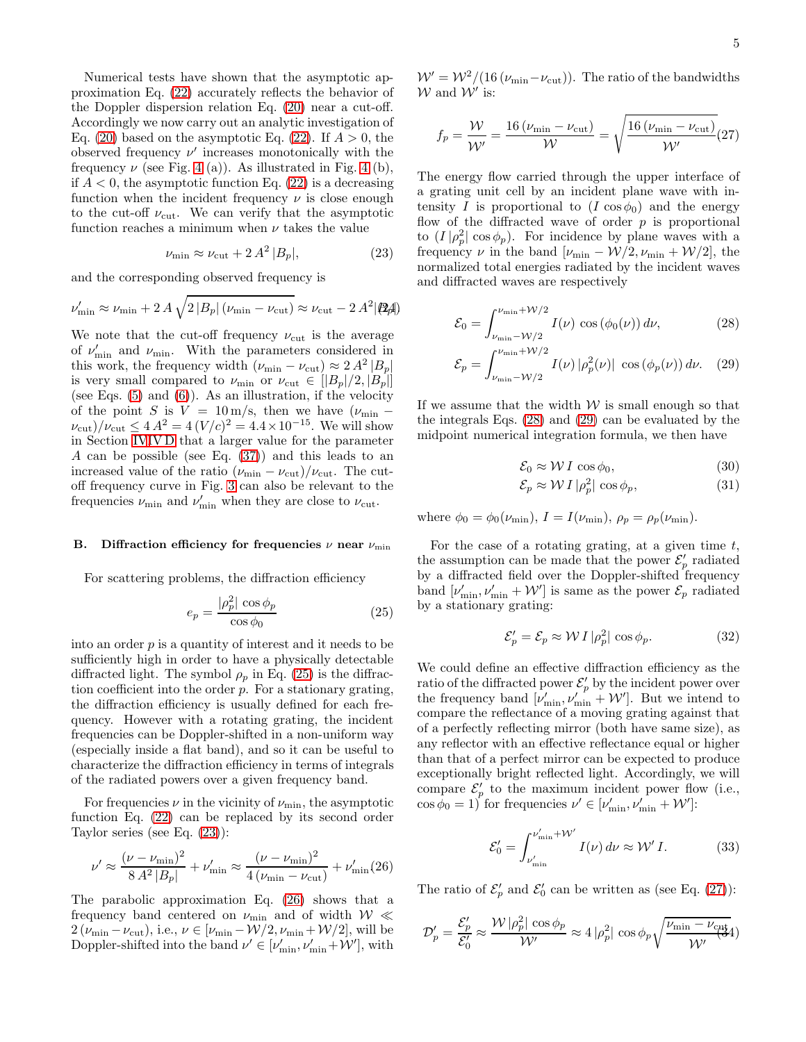Numerical tests have shown that the asymptotic approximation Eq. (22) accurately reflects the behavior of the Doppler dispersion relation Eq. (20) near a cut-off. Accordingly we now carry out an analytic investigation of Eq. (20) based on the asymptotic Eq. (22). If $A > 0$, the observed frequency $\nu'$ increases monotonically with the frequency $\nu$ (see Fig. 4 (a)). As illustrated in Fig. 4 (b), if $A < 0$, the asymptotic function Eq. (22) is a decreasing function when the incident frequency $\nu$ is close enough to the cut-off $\nu_{\rm cut}$. We can verify that the asymptotic function reaches a minimum when $\nu$ takes the value

$$\nu_{\rm min} \approx \nu_{\rm cut} + 2\,A^2\,|B_p|, \tag{23}$$

and the corresponding observed frequency is

$$\nu'_{\rm min} \approx \nu_{\rm min} + 2\,A\,\sqrt{2\,|B_p|\,(\nu_{\rm min} - \nu_{\rm cut})} \approx \nu_{\rm cut} - 2\,A^2|B_p|. \tag{24}$$

We note that the cut-off frequency $\nu_{\rm cut}$ is the average of $\nu'_{\rm min}$ and $\nu_{\rm min}$. With the parameters considered in this work, the frequency width $(\nu_{\rm min} - \nu_{\rm cut}) \approx 2\,A^2\,|B_p|$ is very small compared to $\nu_{\rm min}$ or $\nu_{\rm cut} \in [|B_p|/2, |B_p|]$ (see Eqs. (5) and (6)). As an illustration, if the velocity of the point $S$ is $V = 10\,\text{m/s}$, then we have $(\nu_{\rm min} - \nu_{\rm cut})/\nu_{\rm cut} \leq 4\,A^2 = 4\,(V/c)^2 = 4.4\times 10^{-15}$. We will show in Section IV D that a larger value for the parameter $A$ can be possible (see Eq. (37)) and this leads to an increased value of the ratio $(\nu_{\rm min} - \nu_{\rm cut})/\nu_{\rm cut}$. The cut-off frequency curve in Fig. 3 can also be relevant to the frequencies $\nu_{\rm min}$ and $\nu'_{\rm min}$ when they are close to $\nu_{\rm cut}$.

### B. Diffraction efficiency for frequencies $\nu$ near $\nu_{\rm min}$

For scattering problems, the diffraction efficiency

$$e_p = \frac{|\rho_p^2|\,\cos\phi_p}{\cos\phi_0} \tag{25}$$

into an order $p$ is a quantity of interest and it needs to be sufficiently high in order to have a physically detectable diffracted light. The symbol $\rho_p$ in Eq. (25) is the diffraction coefficient into the order $p$. For a stationary grating, the diffraction efficiency is usually defined for each frequency. However with a rotating grating, the incident frequencies can be Doppler-shifted in a non-uniform way (especially inside a flat band), and so it can be useful to characterize the diffraction efficiency in terms of integrals of the radiated powers over a given frequency band.

For frequencies $\nu$ in the vicinity of $\nu_{\rm min}$, the asymptotic function Eq. (22) can be replaced by its second order Taylor series (see Eq. (23)):

$$\nu' \approx \frac{(\nu - \nu_{\rm min})^2}{8\,A^2\,|B_p|} + \nu'_{\rm min} \approx \frac{(\nu - \nu_{\rm min})^2}{4\,(\nu_{\rm min} - \nu_{\rm cut})} + \nu'_{\rm min} \tag{26}$$

The parabolic approximation Eq. (26) shows that a frequency band centered on $\nu_{\rm min}$ and of width $\mathcal{W} \ll 2\,(\nu_{\rm min} - \nu_{\rm cut})$, i.e., $\nu \in [\nu_{\rm min} - \mathcal{W}/2, \nu_{\rm min} + \mathcal{W}/2]$, will be Doppler-shifted into the band $\nu' \in [\nu'_{\rm min}, \nu'_{\rm min} + \mathcal{W}']$, with $\mathcal{W}' = \mathcal{W}^2/(16\,(\nu_{\rm min} - \nu_{\rm cut}))$. The ratio of the bandwidths $\mathcal{W}$ and $\mathcal{W}'$ is:

$$f_p = \frac{\mathcal{W}}{\mathcal{W}'} = \frac{16\,(\nu_{\rm min} - \nu_{\rm cut})}{\mathcal{W}} = \sqrt{\frac{16\,(\nu_{\rm min} - \nu_{\rm cut})}{\mathcal{W}'}} \tag{27}$$

The energy flow carried through the upper interface of a grating unit cell by an incident plane wave with intensity $I$ is proportional to $(I\,\cos\phi_0)$ and the energy flow of the diffracted wave of order $p$ is proportional to $(I\,|\rho_p^2|\,\cos\phi_p)$. For incidence by plane waves with a frequency $\nu$ in the band $[\nu_{\rm min} - \mathcal{W}/2, \nu_{\rm min} + \mathcal{W}/2]$, the normalized total energies radiated by the incident waves and diffracted waves are respectively

$$\mathcal{E}_0 = \int_{\nu_{\rm min} - \mathcal{W}/2}^{\nu_{\rm min} + \mathcal{W}/2} I(\nu)\,\cos\left(\phi_0(\nu)\right)d\nu, \tag{28}$$

$$\mathcal{E}_p = \int_{\nu_{\rm min} - \mathcal{W}/2}^{\nu_{\rm min} + \mathcal{W}/2} I(\nu)\,|\rho_p^2(\nu)|\,\cos\left(\phi_p(\nu)\right)d\nu. \tag{29}$$

If we assume that the width $\mathcal{W}$ is small enough so that the integrals Eqs. (28) and (29) can be evaluated by the midpoint numerical integration formula, we then have

$$\mathcal{E}_0 \approx \mathcal{W}\,I\,\cos\phi_0, \tag{30}$$

$$\mathcal{E}_p \approx \mathcal{W}\,I\,|\rho_p^2|\,\cos\phi_p, \tag{31}$$

where $\phi_0 = \phi_0(\nu_{\rm min})$, $I = I(\nu_{\rm min})$, $\rho_p = \rho_p(\nu_{\rm min})$.

For the case of a rotating grating, at a given time $t$, the assumption can be made that the power $\mathcal{E}'_p$ radiated by a diffracted field over the Doppler-shifted frequency band $[\nu'_{\rm min}, \nu'_{\rm min} + \mathcal{W}']$ is same as the power $\mathcal{E}_p$ radiated by a stationary grating:

$$\mathcal{E}'_p = \mathcal{E}_p \approx \mathcal{W}\,I\,|\rho_p^2|\,\cos\phi_p. \tag{32}$$

We could define an effective diffraction efficiency as the ratio of the diffracted power $\mathcal{E}'_p$ by the incident power over the frequency band $[\nu'_{\rm min}, \nu'_{\rm min} + \mathcal{W}']$. But we intend to compare the reflectance of a moving grating against that of a perfectly reflecting mirror (both have same size), as any reflector with an effective reflectance equal or higher than that of a perfect mirror can be expected to produce exceptionally bright reflected light. Accordingly, we will compare $\mathcal{E}'_p$ to the maximum incident power flow (i.e., $\cos\phi_0 = 1$) for frequencies $\nu' \in [\nu'_{\rm min}, \nu'_{\rm min} + \mathcal{W}']$:

$$\mathcal{E}'_0 = \int_{\nu'_{\rm min}}^{\nu'_{\rm min} + \mathcal{W}'} I(\nu)\,d\nu \approx \mathcal{W}'\,I. \tag{33}$$

The ratio of $\mathcal{E}'_p$ and $\mathcal{E}'_0$ can be written as (see Eq. (27)):

$$\mathcal{D}'_p = \frac{\mathcal{E}'_p}{\mathcal{E}'_0} \approx \frac{\mathcal{W}\,|\rho_p^2|\,\cos\phi_p}{\mathcal{W}'} \approx 4\,|\rho_p^2|\,\cos\phi_p\sqrt{\frac{\nu_{\rm min} - \nu_{\rm cut}}{\mathcal{W}'}} \tag{34}$$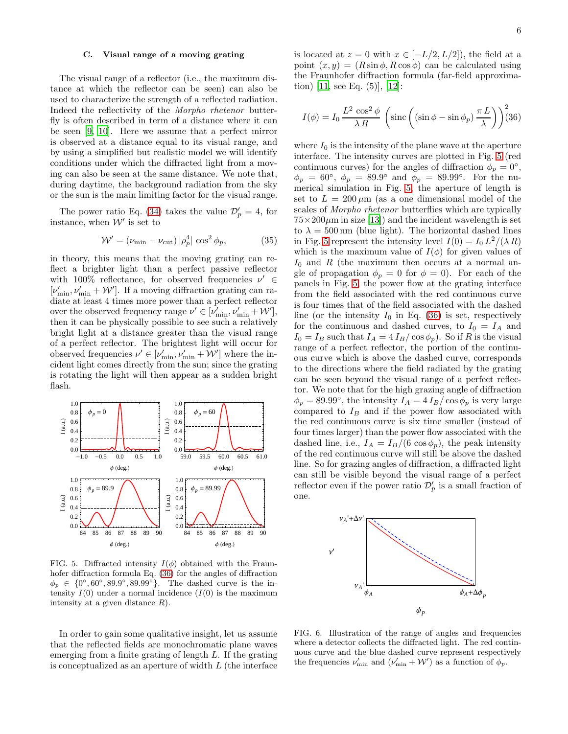### C. Visual range of a moving grating

The visual range of a reflector (i.e., the maximum distance at which the reflector can be seen) can also be used to characterize the strength of a reflected radiation. Indeed the reflectivity of the *Morpho rhetenor* butterfly is often described in term of a distance where it can be seen [9, 10]. Here we assume that a perfect mirror is observed at a distance equal to its visual range, and by using a simplified but realistic model we will identify conditions under which the diffracted light from a moving can also be seen at the same distance. We note that, during daytime, the background radiation from the sky or the sun is the main limiting factor for the visual range.

The power ratio Eq. (34) takes the value $\mathcal{D}'_p = 4$, for instance, when $\mathcal{W}'$ is set to

$$\mathcal{W}' = (\nu_{\min} - \nu_{\rm cut})\, |\rho_p^4|\, \cos^2\phi_p, \tag{35}$$

in theory, this means that the moving grating can reflect a brighter light than a perfect passive reflector with 100% reflectance, for observed frequencies $\nu' \in [\nu'_{\min}, \nu'_{\min} + \mathcal{W}']$. If a moving diffraction grating can radiate at least 4 times more power than a perfect reflector over the observed frequency range $\nu' \in [\nu'_{\min}, \nu'_{\min} + \mathcal{W}']$, then it can be physically possible to see such a relatively bright light at a distance greater than the visual range of a perfect reflector. The brightest light will occur for observed frequencies $\nu' \in [\nu'_{\min}, \nu'_{\min} + \mathcal{W}']$ where the incident light comes directly from the sun; since the grating is rotating the light will then appear as a sudden bright flash.

FIG. 5. Diffracted intensity $I(\phi)$ obtained with the Fraunhofer diffraction formula Eq. (36) for the angles of diffraction $\phi_p \in \{0°, 60°, 89.9°, 89.99°\}$. The dashed curve is the intensity $I(0)$ under a normal incidence ($I(0)$ is the maximum intensity at a given distance $R$).

In order to gain some qualitative insight, let us assume that the reflected fields are monochromatic plane waves emerging from a finite grating of length $L$. If the grating is conceptualized as an aperture of width $L$ (the interface is located at $z = 0$ with $x \in [-L/2, L/2]$), the field at a point $(x, y) = (R\sin\phi, R\cos\phi)$ can be calculated using the Fraunhofer diffraction formula (far-field approximation) [11, see Eq. (5)], [12]:

$$I(\phi) = I_0\, \frac{L^2 \cos^2\phi}{\lambda R} \left( \mathrm{sinc}\left( (\sin\phi - \sin\phi_p)\, \frac{\pi L}{\lambda} \right) \right)^2 \tag{36}$$

where $I_0$ is the intensity of the plane wave at the aperture interface. The intensity curves are plotted in Fig. 5 (red continuous curves) for the angles of diffraction $\phi_p = 0°$, $\phi_p = 60°$, $\phi_p = 89.9°$ and $\phi_p = 89.99°$. For the numerical simulation in Fig. 5, the aperture of length is set to $L = 200\,\mu$m (as a one dimensional model of the scales of *Morpho rhetenor* butterflies which are typically $75\times200\mu$m in size [13]) and the incident wavelength is set to $\lambda = 500$ nm (blue light). The horizontal dashed lines in Fig. 5 represent the intensity level $I(0) = I_0\, L^2/(\lambda R)$ which is the maximum value of $I(\phi)$ for given values of $I_0$ and $R$ (the maximum then occurs at a normal angle of propagation $\phi_p = 0$ for $\phi = 0$). For each of the panels in Fig. 5, the power flow at the grating interface from the field associated with the red continuous curve is four times that of the field associated with the dashed line (or the intensity $I_0$ in Eq. (36) is set, respectively for the continuous and dashed curves, to $I_0 = I_A$ and $I_0 = I_B$ such that $I_A = 4\, I_B/\cos\phi_p$). So if $R$ is the visual range of a perfect reflector, the portion of the continuous curve which is above the dashed curve, corresponds to the directions where the field radiated by the grating can be seen beyond the visual range of a perfect reflector. We note that for the high grazing angle of diffraction $\phi_p = 89.99°$, the intensity $I_A = 4\, I_B/\cos\phi_p$ is very large compared to $I_B$ and if the power flow associated with the red continuous curve is six time smaller (instead of four times larger) than the power flow associated with the dashed line, i.e., $I_A = I_B/(6\cos\phi_p)$, the peak intensity of the red continuous curve will still be above the dashed line. So for grazing angles of diffraction, a diffracted light can still be visible beyond the visual range of a perfect reflector even if the power ratio $\mathcal{D}'_p$ is a small fraction of one.

FIG. 6. Illustration of the range of angles and frequencies where a detector collects the diffracted light. The red continuous curve and the blue dashed curve represent respectively the frequencies $\nu'_{\min}$ and $(\nu'_{\min} + \mathcal{W}')$ as a function of $\phi_p$.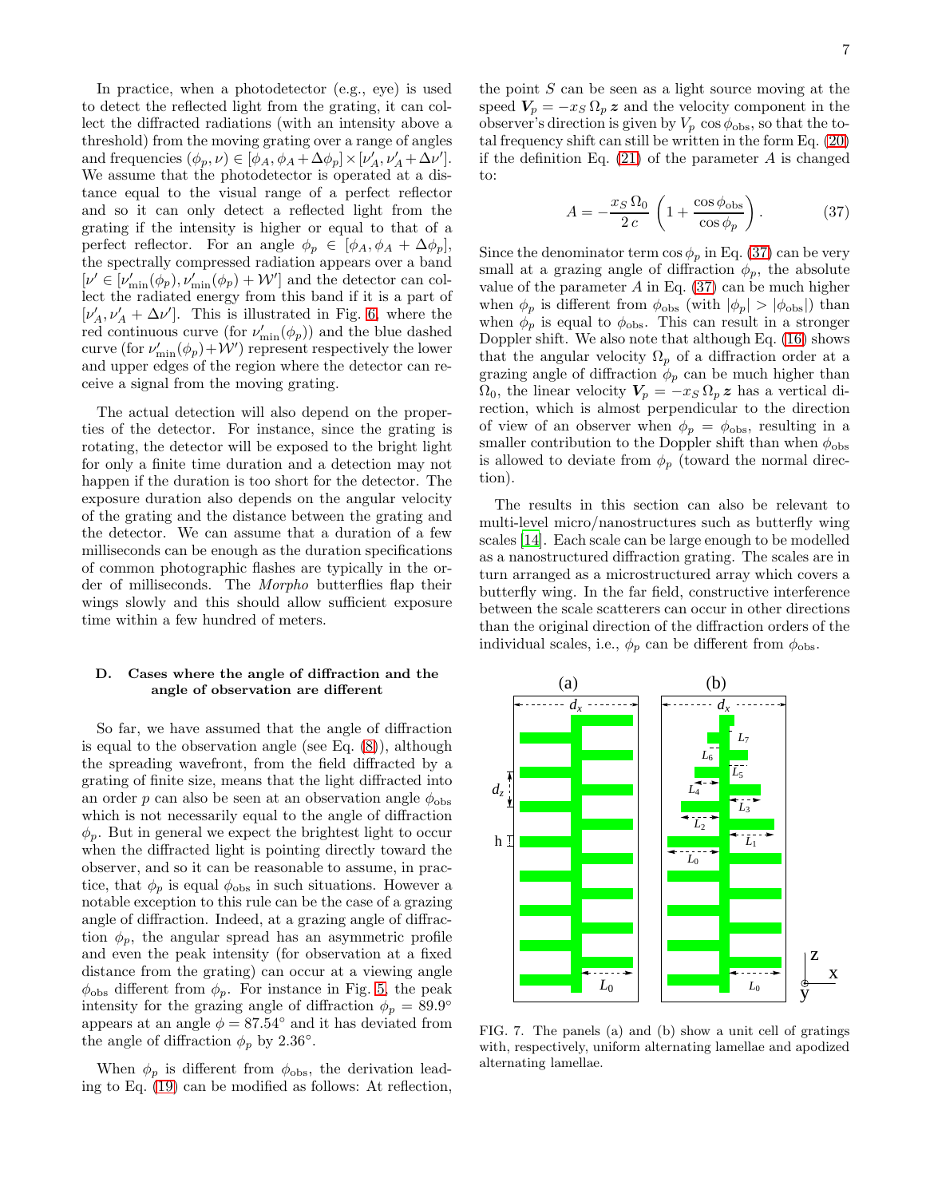In practice, when a photodetector (e.g., eye) is used to detect the reflected light from the grating, it can collect the diffracted radiations (with an intensity above a threshold) from the moving grating over a range of angles and frequencies $(\phi_p, \nu) \in [\phi_A, \phi_A + \Delta\phi_p] \times [\nu'_A, \nu'_A + \Delta\nu']$. We assume that the photodetector is operated at a distance equal to the visual range of a perfect reflector and so it can only detect a reflected light from the grating if the intensity is higher or equal to that of a perfect reflector. For an angle $\phi_p \in [\phi_A, \phi_A + \Delta\phi_p]$, the spectrally compressed radiation appears over a band $[\nu' \in [\nu'_{\min}(\phi_p), \nu'_{\min}(\phi_p) + \mathcal{W}']$ and the detector can collect the radiated energy from this band if it is a part of $[\nu'_A, \nu'_A + \Delta\nu']$. This is illustrated in Fig. 6, where the red continuous curve (for $\nu'_{\min}(\phi_p)$) and the blue dashed curve (for $\nu'_{\min}(\phi_p) + \mathcal{W}'$) represent respectively the lower and upper edges of the region where the detector can receive a signal from the moving grating.

The actual detection will also depend on the properties of the detector. For instance, since the grating is rotating, the detector will be exposed to the bright light for only a finite time duration and a detection may not happen if the duration is too short for the detector. The exposure duration also depends on the angular velocity of the grating and the distance between the grating and the detector. We can assume that a duration of a few milliseconds can be enough as the duration specifications of common photographic flashes are typically in the order of milliseconds. The *Morpho* butterflies flap their wings slowly and this should allow sufficient exposure time within a few hundred of meters.

### D. Cases where the angle of diffraction and the angle of observation are different

So far, we have assumed that the angle of diffraction is equal to the observation angle (see Eq. (8)), although the spreading wavefront, from the field diffracted by a grating of finite size, means that the light diffracted into an order $p$ can also be seen at an observation angle $\phi_{\rm obs}$ which is not necessarily equal to the angle of diffraction $\phi_p$. But in general we expect the brightest light to occur when the diffracted light is pointing directly toward the observer, and so it can be reasonable to assume, in practice, that $\phi_p$ is equal $\phi_{\rm obs}$ in such situations. However a notable exception to this rule can be the case of a grazing angle of diffraction. Indeed, at a grazing angle of diffraction $\phi_p$, the angular spread has an asymmetric profile and even the peak intensity (for observation at a fixed distance from the grating) can occur at a viewing angle $\phi_{\rm obs}$ different from $\phi_p$. For instance in Fig. 5, the peak intensity for the grazing angle of diffraction $\phi_p = 89.9°$ appears at an angle $\phi = 87.54°$ and it has deviated from the angle of diffraction $\phi_p$ by $2.36°$.

When $\phi_p$ is different from $\phi_{\rm obs}$, the derivation leading to Eq. (19) can be modified as follows: At reflection, the point $S$ can be seen as a light source moving at the speed $\boldsymbol{V}_p = -x_S\,\Omega_p\,\boldsymbol{z}$ and the velocity component in the observer's direction is given by $V_p\,\cos\phi_{\rm obs}$, so that the total frequency shift can still be written in the form Eq. (20) if the definition Eq. (21) of the parameter $A$ is changed to:

$$A = -\frac{x_S\,\Omega_0}{2\,c}\left(1 + \frac{\cos\phi_{\rm obs}}{\cos\phi_p}\right). \tag{37}$$

Since the denominator term $\cos\phi_p$ in Eq. (37) can be very small at a grazing angle of diffraction $\phi_p$, the absolute value of the parameter $A$ in Eq. (37) can be much higher when $\phi_p$ is different from $\phi_{\rm obs}$ (with $|\phi_p| > |\phi_{\rm obs}|$) than when $\phi_p$ is equal to $\phi_{\rm obs}$. This can result in a stronger Doppler shift. We also note that although Eq. (16) shows that the angular velocity $\Omega_p$ of a diffraction order at a grazing angle of diffraction $\phi_p$ can be much higher than $\Omega_0$, the linear velocity $\boldsymbol{V}_p = -x_S\,\Omega_p\,\boldsymbol{z}$ has a vertical direction, which is almost perpendicular to the direction of view of an observer when $\phi_p = \phi_{\rm obs}$, resulting in a smaller contribution to the Doppler shift than when $\phi_{\rm obs}$ is allowed to deviate from $\phi_p$ (toward the normal direction).

The results in this section can also be relevant to multi-level micro/nanostructures such as butterfly wing scales [14]. Each scale can be large enough to be modelled as a nanostructured diffraction grating. The scales are in turn arranged as a microstructured array which covers a butterfly wing. In the far field, constructive interference between the scale scatterers can occur in other directions than the original direction of the diffraction orders of the individual scales, i.e., $\phi_p$ can be different from $\phi_{\rm obs}$.

FIG. 7. The panels (a) and (b) show a unit cell of gratings with, respectively, uniform alternating lamellae and apodized alternating lamellae.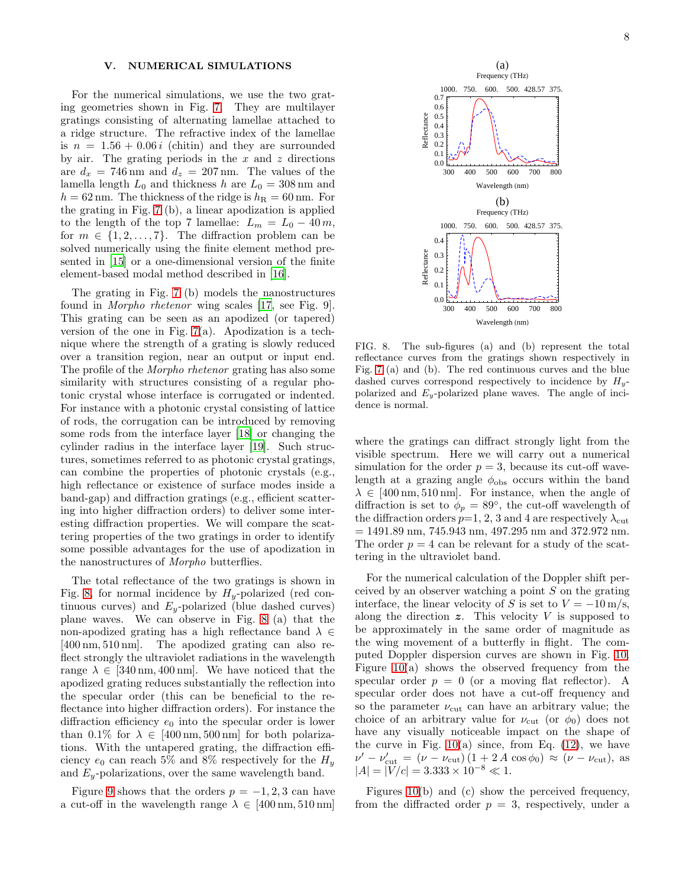## V. NUMERICAL SIMULATIONS

For the numerical simulations, we use the two grating geometries shown in Fig. 7. They are multilayer gratings consisting of alternating lamellae attached to a ridge structure. The refractive index of the lamellae is $n = 1.56 + 0.06\,i$ (chitin) and they are surrounded by air. The grating periods in the $x$ and $z$ directions are $d_x = 746\,\mathrm{nm}$ and $d_z = 207\,\mathrm{nm}$. The values of the lamella length $L_0$ and thickness $h$ are $L_0 = 308\,\mathrm{nm}$ and $h = 62\,\mathrm{nm}$. The thickness of the ridge is $h_{\mathrm{R}} = 60\,\mathrm{nm}$. For the grating in Fig. 7 (b), a linear apodization is applied to the length of the top 7 lamellae: $L_m = L_0 - 40\,m$, for $m \in \{1, 2, \ldots, 7\}$. The diffraction problem can be solved numerically using the finite element method presented in [15] or a one-dimensional version of the finite element-based modal method described in [16].

The grating in Fig. 7 (b) models the nanostructures found in *Morpho rhetenor* wing scales [17, see Fig. 9]. This grating can be seen as an apodized (or tapered) version of the one in Fig. 7(a). Apodization is a technique where the strength of a grating is slowly reduced over a transition region, near an output or input end. The profile of the *Morpho rhetenor* grating has also some similarity with structures consisting of a regular photonic crystal whose interface is corrugated or indented. For instance with a photonic crystal consisting of lattice of rods, the corrugation can be introduced by removing some rods from the interface layer [18] or changing the cylinder radius in the interface layer [19]. Such structures, sometimes referred to as photonic crystal gratings, can combine the properties of photonic crystals (e.g., high reflectance or existence of surface modes inside a band-gap) and diffraction gratings (e.g., efficient scattering into higher diffraction orders) to deliver some interesting diffraction properties. We will compare the scattering properties of the two gratings in order to identify some possible advantages for the use of apodization in the nanostructures of *Morpho* butterflies.

The total reflectance of the two gratings is shown in Fig. 8, for normal incidence by $H_y$-polarized (red continuous curves) and $E_y$-polarized (blue dashed curves) plane waves. We can observe in Fig. 8 (a) that the non-apodized grating has a high reflectance band $\lambda \in [400\,\mathrm{nm}, 510\,\mathrm{nm}]$. The apodized grating can also reflect strongly the ultraviolet radiations in the wavelength range $\lambda \in [340\,\mathrm{nm}, 400\,\mathrm{nm}]$. We have noticed that the apodized grating reduces substantially the reflection into the specular order (this can be beneficial to the reflectance into higher diffraction orders). For instance the diffraction efficiency $e_0$ into the specular order is lower than 0.1% for $\lambda \in [400\,\mathrm{nm}, 500\,\mathrm{nm}]$ for both polarizations. With the untapered grating, the diffraction efficiency $e_0$ can reach 5% and 8% respectively for the $H_y$ and $E_y$-polarizations, over the same wavelength band.

Figure 9 shows that the orders $p = -1, 2, 3$ can have a cut-off in the wavelength range $\lambda \in [400\,\mathrm{nm}, 510\,\mathrm{nm}]$ where the gratings can diffract strongly light from the visible spectrum. Here we will carry out a numerical simulation for the order $p = 3$, because its cut-off wavelength at a grazing angle $\phi_{\mathrm{obs}}$ occurs within the band $\lambda \in [400\,\mathrm{nm}, 510\,\mathrm{nm}]$. For instance, when the angle of diffraction is set to $\phi_p = 89°$, the cut-off wavelength of the diffraction orders $p$=1, 2, 3 and 4 are respectively $\lambda_{\mathrm{cut}}$ = 1491.89 nm, 745.943 nm, 497.295 nm and 372.972 nm. The order $p = 4$ can be relevant for a study of the scattering in the ultraviolet band.

FIG. 8. The sub-figures (a) and (b) represent the total reflectance curves from the gratings shown respectively in Fig. 7 (a) and (b). The red continuous curves and the blue dashed curves correspond respectively to incidence by $H_y$-polarized and $E_y$-polarized plane waves. The angle of incidence is normal.

For the numerical calculation of the Doppler shift perceived by an observer watching a point $S$ on the grating interface, the linear velocity of $S$ is set to $V = -10\,\mathrm{m/s}$, along the direction $\boldsymbol{z}$. This velocity $V$ is supposed to be approximately in the same order of magnitude as the wing movement of a butterfly in flight. The computed Doppler dispersion curves are shown in Fig. 10. Figure 10(a) shows the observed frequency from the specular order $p = 0$ (or a moving flat reflector). A specular order does not have a cut-off frequency and so the parameter $\nu_{\mathrm{cut}}$ can have an arbitrary value; the choice of an arbitrary value for $\nu_{\mathrm{cut}}$ (or $\phi_0$) does not have any visually noticeable impact on the shape of the curve in Fig. 10(a) since, from Eq. (12), we have $\nu' - \nu'_{\mathrm{cut}} = (\nu - \nu_{\mathrm{cut}})\,(1 + 2\,A\,\cos\phi_0) \approx (\nu - \nu_{\mathrm{cut}})$, as $|A| = |V/c| = 3.333 \times 10^{-8} \ll 1$.

Figures 10(b) and (c) show the perceived frequency, from the diffracted order $p = 3$, respectively, under a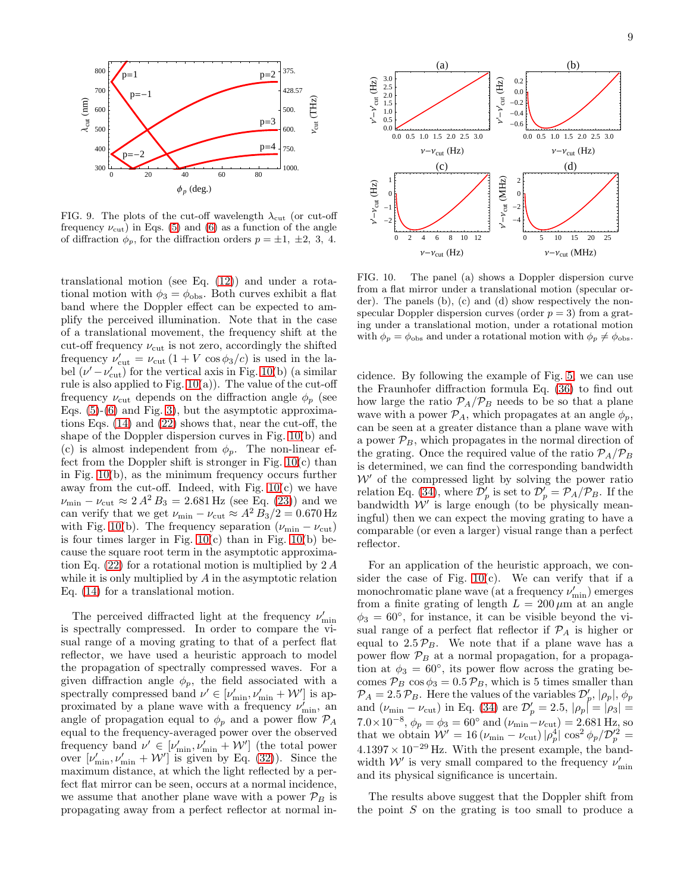FIG. 9. The plots of the cut-off wavelength $\lambda_{\rm cut}$ (or cut-off frequency $\nu_{\rm cut}$) in Eqs. (5) and (6) as a function of the angle of diffraction $\phi_p$, for the diffraction orders $p = \pm 1,\ \pm 2,\ 3,\ 4$.

translational motion (see Eq. (12)) and under a rotational motion with $\phi_3 = \phi_{\rm obs}$. Both curves exhibit a flat band where the Doppler effect can be expected to amplify the perceived illumination. Note that in the case of a translational movement, the frequency shift at the cut-off frequency $\nu_{\rm cut}$ is not zero, accordingly the shifted frequency $\nu'_{\rm cut} = \nu_{\rm cut}\,(1 + V\,\cos\phi_3/c)$ is used in the label $(\nu' - \nu'_{\rm cut})$ for the vertical axis in Fig. 10(b) (a similar rule is also applied to Fig. 10(a)). The value of the cut-off frequency $\nu_{\rm cut}$ depends on the diffraction angle $\phi_p$ (see Eqs. (5)-(6) and Fig. 3), but the asymptotic approximations Eqs. (14) and (22) shows that, near the cut-off, the shape of the Doppler dispersion curves in Fig. 10(b) and (c) is almost independent from $\phi_p$. The non-linear effect from the Doppler shift is stronger in Fig. 10(c) than in Fig. 10(b), as the minimum frequency occurs further away from the cut-off. Indeed, with Fig. 10(c) we have $\nu_{\rm min} - \nu_{\rm cut} \approx 2\,A^2\,B_3 = 2.681\,\text{Hz}$ (see Eq. (23)) and we can verify that we get $\nu_{\rm min} - \nu_{\rm cut} \approx A^2\,B_3/2 = 0.670\,\text{Hz}$ with Fig. 10(b). The frequency separation $(\nu_{\rm min} - \nu_{\rm cut})$ is four times larger in Fig. 10(c) than in Fig. 10(b) because the square root term in the asymptotic approximation Eq. (22) for a rotational motion is multiplied by $2\,A$ while it is only multiplied by $A$ in the asymptotic relation Eq. (14) for a translational motion.

The perceived diffracted light at the frequency $\nu'_{\rm min}$ is spectrally compressed. In order to compare the visual range of a moving grating to that of a perfect flat reflector, we have used a heuristic approach to model the propagation of spectrally compressed waves. For a given diffraction angle $\phi_p$, the field associated with a spectrally compressed band $\nu' \in [\nu'_{\rm min}, \nu'_{\rm min} + \mathcal{W}']$ is approximated by a plane wave with a frequency $\nu'_{\rm min}$, an angle of propagation equal to $\phi_p$ and a power flow $\mathcal{P}_A$ equal to the frequency-averaged power over the observed frequency band $\nu' \in [\nu'_{\rm min}, \nu'_{\rm min} + \mathcal{W}']$ (the total power over $[\nu'_{\rm min}, \nu'_{\rm min} + \mathcal{W}']$ is given by Eq. (32)). Since the maximum distance, at which the light reflected by a perfect flat mirror can be seen, occurs at a normal incidence, we assume that another plane wave with a power $\mathcal{P}_B$ is propagating away from a perfect reflector at normal incidence. By following the example of Fig. 5, we can use the Fraunhofer diffraction formula Eq. (36) to find out how large the ratio $\mathcal{P}_A/\mathcal{P}_B$ needs to be so that a plane wave with a power $\mathcal{P}_A$, which propagates at an angle $\phi_p$, can be seen at a greater distance than a plane wave with a power $\mathcal{P}_B$, which propagates in the normal direction of the grating. Once the required value of the ratio $\mathcal{P}_A/\mathcal{P}_B$ is determined, we can find the corresponding bandwidth $\mathcal{W}'$ of the compressed light by solving the power ratio relation Eq. (34), where $\mathcal{D}'_p$ is set to $\mathcal{D}'_p = \mathcal{P}_A/\mathcal{P}_B$. If the bandwidth $\mathcal{W}'$ is large enough (to be physically meaningful) then we can expect the moving grating to have a comparable (or even a larger) visual range than a perfect reflector.

FIG. 10. The panel (a) shows a Doppler dispersion curve from a flat mirror under a translational motion (specular order). The panels (b), (c) and (d) show respectively the non-specular Doppler dispersion curves (order $p = 3$) from a grating under a translational motion, under a rotational motion with $\phi_p = \phi_{\rm obs}$ and under a rotational motion with $\phi_p \neq \phi_{\rm obs}$.

For an application of the heuristic approach, we consider the case of Fig. 10(c). We can verify that if a monochromatic plane wave (at a frequency $\nu'_{\rm min}$) emerges from a finite grating of length $L = 200\,\mu\text{m}$ at an angle $\phi_3 = 60^\circ$, for instance, it can be visible beyond the visual range of a perfect flat reflector if $\mathcal{P}_A$ is higher or equal to $2.5\,\mathcal{P}_B$. We note that if a plane wave has a power flow $\mathcal{P}_B$ at a normal propagation, for a propagation at $\phi_3 = 60^\circ$, its power flow across the grating becomes $\mathcal{P}_B\,\cos\phi_3 = 0.5\,\mathcal{P}_B$, which is 5 times smaller than $\mathcal{P}_A = 2.5\,\mathcal{P}_B$. Here the values of the variables $\mathcal{D}'_p$, $|\rho_p|$, $\phi_p$ and $(\nu_{\rm min} - \nu_{\rm cut})$ in Eq. (34) are $\mathcal{D}'_p = 2.5$, $|\rho_p| = |\rho_3| = 7.0\times 10^{-8}$, $\phi_p = \phi_3 = 60^\circ$ and $(\nu_{\rm min} - \nu_{\rm cut}) = 2.681\,\text{Hz}$, so that we obtain $\mathcal{W}' = 16\,(\nu_{\rm min} - \nu_{\rm cut})\,|\rho_p^4|\,\cos^2\phi_p/\mathcal{D}'^2_p = 4.1397\times 10^{-29}\,\text{Hz}$. With the present example, the bandwidth $\mathcal{W}'$ is very small compared to the frequency $\nu'_{\rm min}$ and its physical significance is uncertain.

The results above suggest that the Doppler shift from the point $S$ on the grating is too small to produce a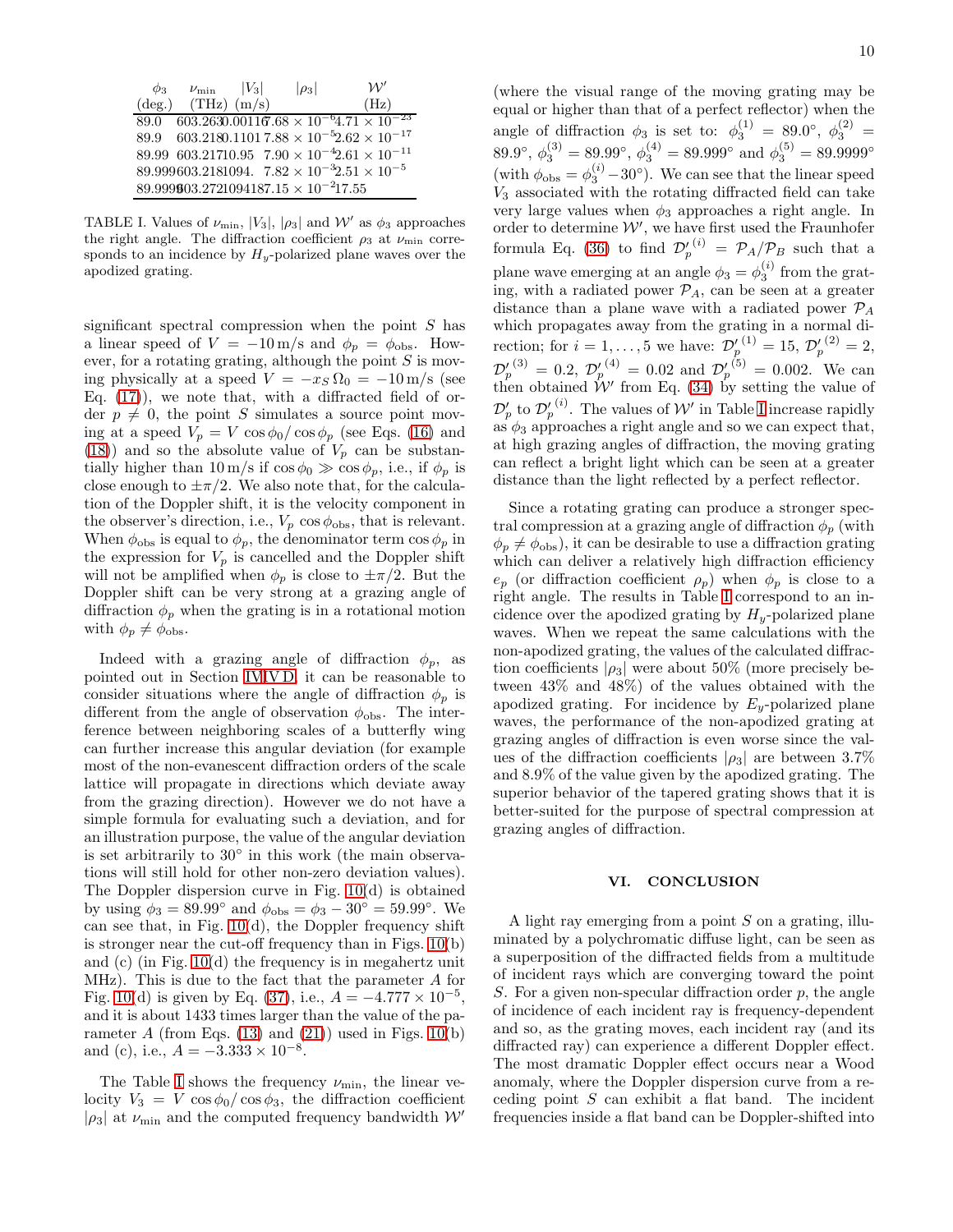| $\phi_3$ (deg.) | $\nu_{\min}$ (THz) | $\lvert V_3\rvert$ (m/s) | $\lvert\rho_3\rvert$ | $\mathcal{W}'$ (Hz) |
|---|---|---|---|---|
| 89.0 | 603.263 | 0.00116 | $7.68\times10^{-6}$ | $4.71\times10^{-23}$ |
| 89.9 | 603.218 | 0.1101 | $7.88\times10^{-5}$ | $2.62\times10^{-17}$ |
| 89.99 | 603.217 | 10.95 | $7.90\times10^{-4}$ | $2.61\times10^{-11}$ |
| 89.999 | 603.218 | 1094. | $7.82\times10^{-3}$ | $2.51\times10^{-5}$ |
| 89.9999 | 603.272 | 109418 | $7.15\times10^{-2}$ | 17.55 |

TABLE I. Values of $\nu_{\min}$, $|V_3|$, $|\rho_3|$ and $\mathcal{W}'$ as $\phi_3$ approaches the right angle. The diffraction coefficient $\rho_3$ at $\nu_{\min}$ corresponds to an incidence by $H_y$-polarized plane waves over the apodized grating.

significant spectral compression when the point $S$ has a linear speed of $V = -10\,\text{m/s}$ and $\phi_p = \phi_{\text{obs}}$. However, for a rotating grating, although the point $S$ is moving physically at a speed $V = -x_S\,\Omega_0 = -10\,\text{m/s}$ (see Eq. (17)), we note that, with a diffracted field of order $p \neq 0$, the point $S$ simulates a source point moving at a speed $V_p = V\,\cos\phi_0/\cos\phi_p$ (see Eqs. (16) and (18)) and so the absolute value of $V_p$ can be substantially higher than $10\,\text{m/s}$ if $\cos\phi_0 \gg \cos\phi_p$, i.e., if $\phi_p$ is close enough to $\pm\pi/2$. We also note that, for the calculation of the Doppler shift, it is the velocity component in the observer's direction, i.e., $V_p\,\cos\phi_{\text{obs}}$, that is relevant. When $\phi_{\text{obs}}$ is equal to $\phi_p$, the denominator term $\cos\phi_p$ in the expression for $V_p$ is cancelled and the Doppler shift will not be amplified when $\phi_p$ is close to $\pm\pi/2$. But the Doppler shift can be very strong at a grazing angle of diffraction $\phi_p$ when the grating is in a rotational motion with $\phi_p \neq \phi_{\text{obs}}$.

Indeed with a grazing angle of diffraction $\phi_p$, as pointed out in Section IV IV D, it can be reasonable to consider situations where the angle of diffraction $\phi_p$ is different from the angle of observation $\phi_{\text{obs}}$. The interference between neighboring scales of a butterfly wing can further increase this angular deviation (for example most of the non-evanescent diffraction orders of the scale lattice will propagate in directions which deviate away from the grazing direction). However we do not have a simple formula for evaluating such a deviation, and for an illustration purpose, the value of the angular deviation is set arbitrarily to 30° in this work (the main observations will still hold for other non-zero deviation values). The Doppler dispersion curve in Fig. 10(d) is obtained by using $\phi_3 = 89.99°$ and $\phi_{\text{obs}} = \phi_3 - 30° = 59.99°$. We can see that, in Fig. 10(d), the Doppler frequency shift is stronger near the cut-off frequency than in Figs. 10(b) and (c) (in Fig. 10(d) the frequency is in megahertz unit MHz). This is due to the fact that the parameter $A$ for Fig. 10(d) is given by Eq. (37), i.e., $A = -4.777\times10^{-5}$, and it is about 1433 times larger than the value of the parameter $A$ (from Eqs. (13) and (21)) used in Figs. 10(b) and (c), i.e., $A = -3.333\times10^{-8}$.

The Table I shows the frequency $\nu_{\min}$, the linear velocity $V_3 = V\,\cos\phi_0/\cos\phi_3$, the diffraction coefficient $|\rho_3|$ at $\nu_{\min}$ and the computed frequency bandwidth $\mathcal{W}'$ (where the visual range of the moving grating may be equal or higher than that of a perfect reflector) when the angle of diffraction $\phi_3$ is set to: $\phi_3^{(1)} = 89.0°$, $\phi_3^{(2)} = 89.9°$, $\phi_3^{(3)} = 89.99°$, $\phi_3^{(4)} = 89.999°$ and $\phi_3^{(5)} = 89.9999°$ (with $\phi_{\text{obs}} = \phi_3^{(i)} - 30°$). We can see that the linear speed $V_3$ associated with the rotating diffracted field can take very large values when $\phi_3$ approaches a right angle. In order to determine $\mathcal{W}'$, we have first used the Fraunhofer formula Eq. (36) to find ${\mathcal{D}'_p}^{(i)} = \mathcal{P}_A/\mathcal{P}_B$ such that a plane wave emerging at an angle $\phi_3 = \phi_3^{(i)}$ from the grating, with a radiated power $\mathcal{P}_A$, can be seen at a greater distance than a plane wave with a radiated power $\mathcal{P}_A$ which propagates away from the grating in a normal direction; for $i = 1,\ldots,5$ we have: ${\mathcal{D}'_p}^{(1)} = 15$, ${\mathcal{D}'_p}^{(2)} = 2$, ${\mathcal{D}'_p}^{(3)} = 0.2$, ${\mathcal{D}'_p}^{(4)} = 0.02$ and ${\mathcal{D}'_p}^{(5)} = 0.002$. We can then obtained $\mathcal{W}'$ from Eq. (34) by setting the value of $\mathcal{D}'_p$ to ${\mathcal{D}'_p}^{(i)}$. The values of $\mathcal{W}'$ in Table I increase rapidly as $\phi_3$ approaches a right angle and so we can expect that, at high grazing angles of diffraction, the moving grating can reflect a bright light which can be seen at a greater distance than the light reflected by a perfect reflector.

Since a rotating grating can produce a stronger spectral compression at a grazing angle of diffraction $\phi_p$ (with $\phi_p \neq \phi_{\text{obs}}$), it can be desirable to use a diffraction grating which can deliver a relatively high diffraction efficiency $e_p$ (or diffraction coefficient $\rho_p$) when $\phi_p$ is close to a right angle. The results in Table I correspond to an incidence over the apodized grating by $H_y$-polarized plane waves. When we repeat the same calculations with the non-apodized grating, the values of the calculated diffraction coefficients $|\rho_3|$ were about 50% (more precisely between 43% and 48%) of the values obtained with the apodized grating. For incidence by $E_y$-polarized plane waves, the performance of the non-apodized grating at grazing angles of diffraction is even worse since the values of the diffraction coefficients $|\rho_3|$ are between 3.7% and 8.9% of the value given by the apodized grating. The superior behavior of the tapered grating shows that it is better-suited for the purpose of spectral compression at grazing angles of diffraction.

## VI. CONCLUSION

A light ray emerging from a point $S$ on a grating, illuminated by a polychromatic diffuse light, can be seen as a superposition of the diffracted fields from a multitude of incident rays which are converging toward the point $S$. For a given non-specular diffraction order $p$, the angle of incidence of each incident ray is frequency-dependent and so, as the grating moves, each incident ray (and its diffracted ray) can experience a different Doppler effect. The most dramatic Doppler effect occurs near a Wood anomaly, where the Doppler dispersion curve from a receding point $S$ can exhibit a flat band. The incident frequencies inside a flat band can be Doppler-shifted into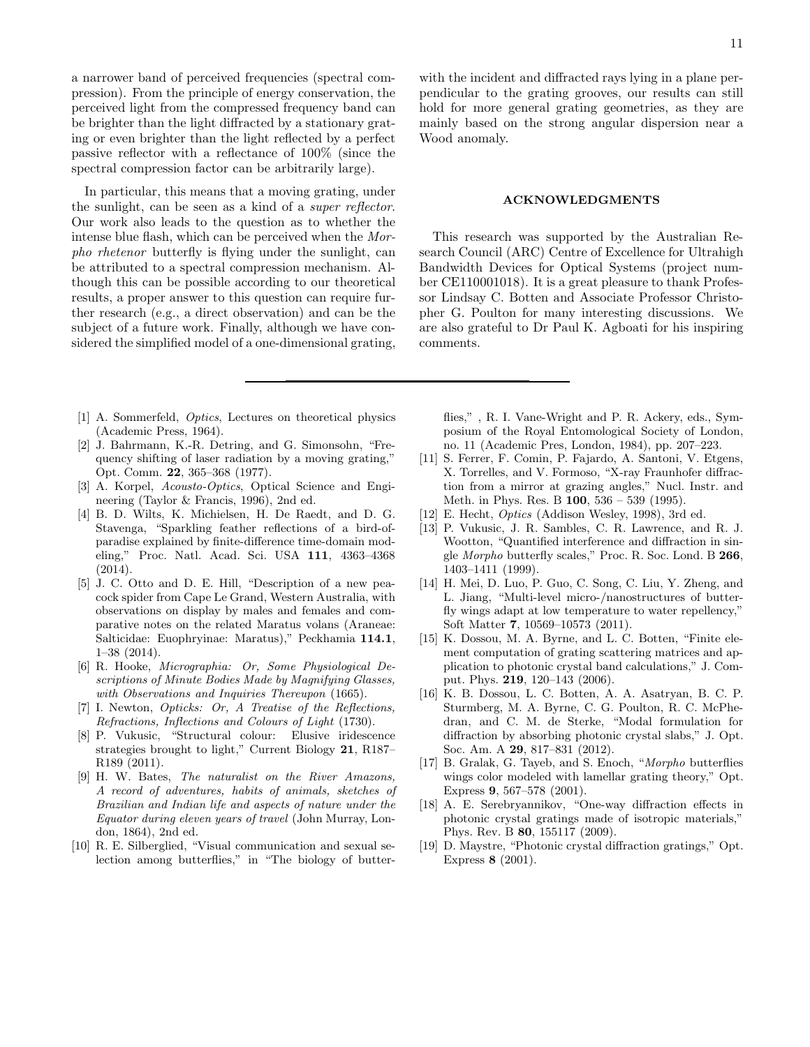a narrower band of perceived frequencies (spectral compression). From the principle of energy conservation, the perceived light from the compressed frequency band can be brighter than the light diffracted by a stationary grating or even brighter than the light reflected by a perfect passive reflector with a reflectance of 100% (since the spectral compression factor can be arbitrarily large).

In particular, this means that a moving grating, under the sunlight, can be seen as a kind of a *super reflector*. Our work also leads to the question as to whether the intense blue flash, which can be perceived when the *Morpho rhetenor* butterfly is flying under the sunlight, can be attributed to a spectral compression mechanism. Although this can be possible according to our theoretical results, a proper answer to this question can require further research (e.g., a direct observation) and can be the subject of a future work. Finally, although we have considered the simplified model of a one-dimensional grating, with the incident and diffracted rays lying in a plane perpendicular to the grating grooves, our results can still hold for more general grating geometries, as they are mainly based on the strong angular dispersion near a Wood anomaly.

## ACKNOWLEDGMENTS

This research was supported by the Australian Research Council (ARC) Centre of Excellence for Ultrahigh Bandwidth Devices for Optical Systems (project number CE110001018). It is a great pleasure to thank Professor Lindsay C. Botten and Associate Professor Christopher G. Poulton for many interesting discussions. We are also grateful to Dr Paul K. Agboati for his inspiring comments.

---

[1] A. Sommerfeld, *Optics*, Lectures on theoretical physics (Academic Press, 1964).

[2] J. Bahrmann, K.-R. Detring, and G. Simonsohn, "Frequency shifting of laser radiation by a moving grating," Opt. Comm. **22**, 365–368 (1977).

[3] A. Korpel, *Acousto-Optics*, Optical Science and Engineering (Taylor & Francis, 1996), 2nd ed.

[4] B. D. Wilts, K. Michielsen, H. De Raedt, and D. G. Stavenga, "Sparkling feather reflections of a bird-of-paradise explained by finite-difference time-domain modeling," Proc. Natl. Acad. Sci. USA **111**, 4363–4368 (2014).

[5] J. C. Otto and D. E. Hill, "Description of a new peacock spider from Cape Le Grand, Western Australia, with observations on display by males and females and comparative notes on the related Maratus volans (Araneae: Salticidae: Euophryinae: Maratus)," Peckhamia **114.1**, 1–38 (2014).

[6] R. Hooke, *Micrographia: Or, Some Physiological Descriptions of Minute Bodies Made by Magnifying Glasses, with Observations and Inquiries Thereupon* (1665).

[7] I. Newton, *Opticks: Or, A Treatise of the Reflections, Refractions, Inflections and Colours of Light* (1730).

[8] P. Vukusic, "Structural colour: Elusive iridescence strategies brought to light," Current Biology **21**, R187–R189 (2011).

[9] H. W. Bates, *The naturalist on the River Amazons, A record of adventures, habits of animals, sketches of Brazilian and Indian life and aspects of nature under the Equator during eleven years of travel* (John Murray, London, 1864), 2nd ed.

[10] R. E. Silberglied, "Visual communication and sexual selection among butterflies," in "The biology of butterflies," , R. I. Vane-Wright and P. R. Ackery, eds., Symposium of the Royal Entomological Society of London, no. 11 (Academic Pres, London, 1984), pp. 207–223.

[11] S. Ferrer, F. Comin, P. Fajardo, A. Santoni, V. Etgens, X. Torrelles, and V. Formoso, "X-ray Fraunhofer diffraction from a mirror at grazing angles," Nucl. Instr. and Meth. in Phys. Res. B **100**, 536 – 539 (1995).

[12] E. Hecht, *Optics* (Addison Wesley, 1998), 3rd ed.

[13] P. Vukusic, J. R. Sambles, C. R. Lawrence, and R. J. Wootton, "Quantified interference and diffraction in single *Morpho* butterfly scales," Proc. R. Soc. Lond. B **266**, 1403–1411 (1999).

[14] H. Mei, D. Luo, P. Guo, C. Song, C. Liu, Y. Zheng, and L. Jiang, "Multi-level micro-/nanostructures of butterfly wings adapt at low temperature to water repellency," Soft Matter **7**, 10569–10573 (2011).

[15] K. Dossou, M. A. Byrne, and L. C. Botten, "Finite element computation of grating scattering matrices and application to photonic crystal band calculations," J. Comput. Phys. **219**, 120–143 (2006).

[16] K. B. Dossou, L. C. Botten, A. A. Asatryan, B. C. P. Sturmberg, M. A. Byrne, C. G. Poulton, R. C. McPhedran, and C. M. de Sterke, "Modal formulation for diffraction by absorbing photonic crystal slabs," J. Opt. Soc. Am. A **29**, 817–831 (2012).

[17] B. Gralak, G. Tayeb, and S. Enoch, "*Morpho* butterflies wings color modeled with lamellar grating theory," Opt. Express **9**, 567–578 (2001).

[18] A. E. Serebryannikov, "One-way diffraction effects in photonic crystal gratings made of isotropic materials," Phys. Rev. B **80**, 155117 (2009).

[19] D. Maystre, "Photonic crystal diffraction gratings," Opt. Express **8** (2001).